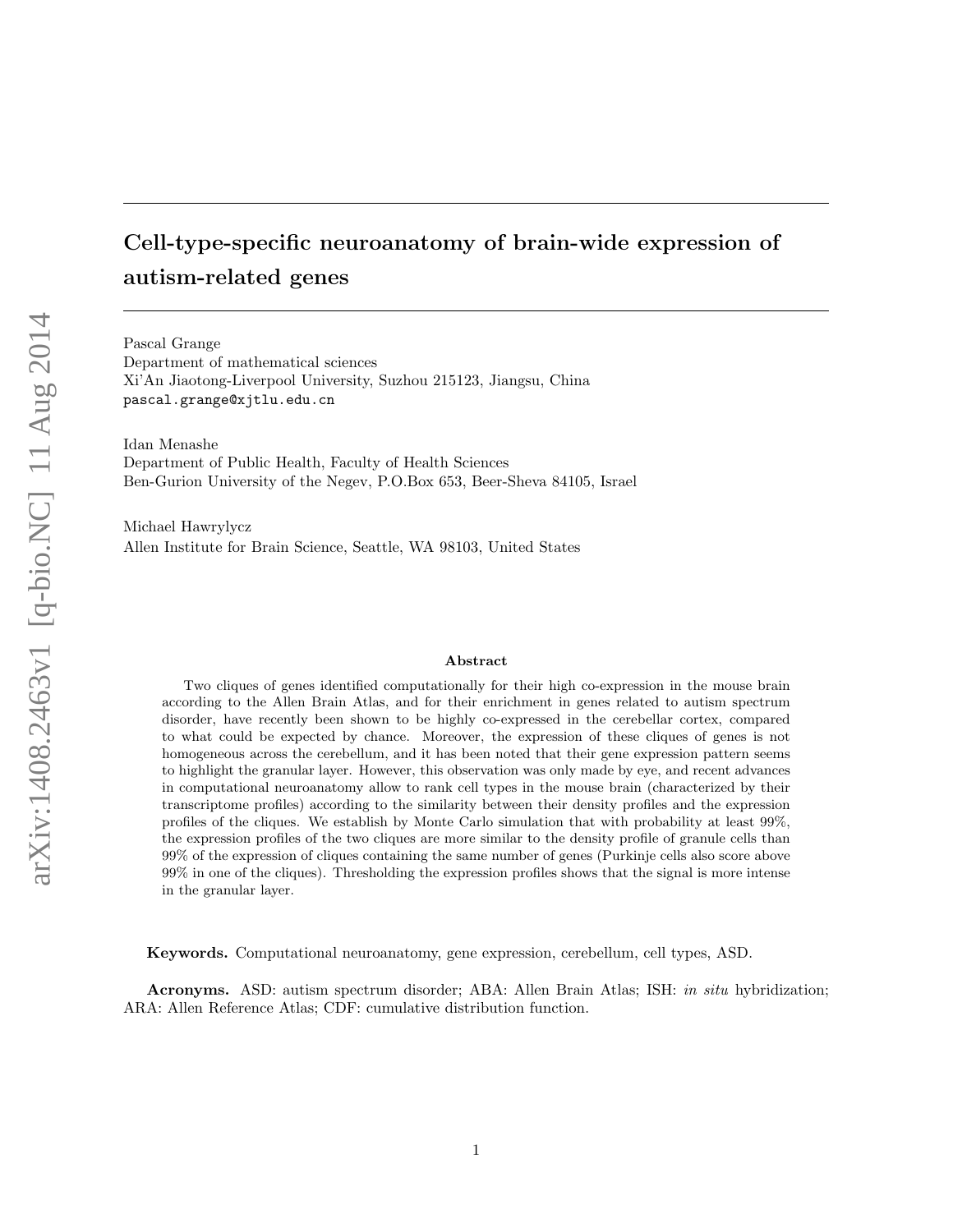# Cell-type-specific neuroanatomy of brain-wide expression of autism-related genes

Pascal Grange
Department of mathematical sciences
Xi'An Jiaotong-Liverpool University, Suzhou 215123, Jiangsu, China
pascal.grange@xjtlu.edu.cn

Idan Menashe
Department of Public Health, Faculty of Health Sciences
Ben-Gurion University of the Negev, P.O.Box 653, Beer-Sheva 84105, Israel

Michael Hawrylycz
Allen Institute for Brain Science, Seattle, WA 98103, United States

### Abstract

Two cliques of genes identified computationally for their high co-expression in the mouse brain according to the Allen Brain Atlas, and for their enrichment in genes related to autism spectrum disorder, have recently been shown to be highly co-expressed in the cerebellar cortex, compared to what could be expected by chance. Moreover, the expression of these cliques of genes is not homogeneous across the cerebellum, and it has been noted that their gene expression pattern seems to highlight the granular layer. However, this observation was only made by eye, and recent advances in computational neuroanatomy allow to rank cell types in the mouse brain (characterized by their transcriptome profiles) according to the similarity between their density profiles and the expression profiles of the cliques. We establish by Monte Carlo simulation that with probability at least 99%, the expression profiles of the two cliques are more similar to the density profile of granule cells than 99% of the expression of cliques containing the same number of genes (Purkinje cells also score above 99% in one of the cliques). Thresholding the expression profiles shows that the signal is more intense in the granular layer.

**Keywords.** Computational neuroanatomy, gene expression, cerebellum, cell types, ASD.

**Acronyms.** ASD: autism spectrum disorder; ABA: Allen Brain Atlas; ISH: *in situ* hybridization; ARA: Allen Reference Atlas; CDF: cumulative distribution function.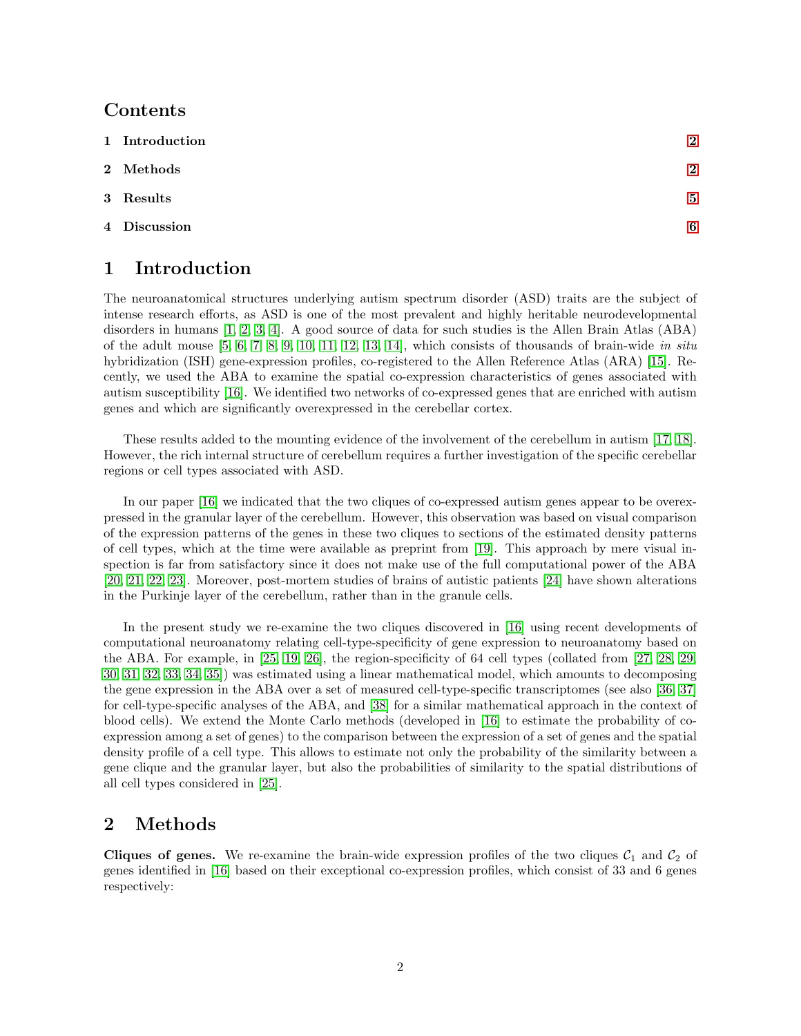## Contents

1 Introduction 2

2 Methods 2

3 Results 5

4 Discussion 6

# 1 Introduction

The neuroanatomical structures underlying autism spectrum disorder (ASD) traits are the subject of intense research efforts, as ASD is one of the most prevalent and highly heritable neurodevelopmental disorders in humans [1, 2, 3, 4]. A good source of data for such studies is the Allen Brain Atlas (ABA) of the adult mouse [5, 6, 7, 8, 9, 10, 11, 12, 13, 14], which consists of thousands of brain-wide *in situ* hybridization (ISH) gene-expression profiles, co-registered to the Allen Reference Atlas (ARA) [15]. Recently, we used the ABA to examine the spatial co-expression characteristics of genes associated with autism susceptibility [16]. We identified two networks of co-expressed genes that are enriched with autism genes and which are significantly overexpressed in the cerebellar cortex.

These results added to the mounting evidence of the involvement of the cerebellum in autism [17, 18]. However, the rich internal structure of cerebellum requires a further investigation of the specific cerebellar regions or cell types associated with ASD.

In our paper [16] we indicated that the two cliques of co-expressed autism genes appear to be overexpressed in the granular layer of the cerebellum. However, this observation was based on visual comparison of the expression patterns of the genes in these two cliques to sections of the estimated density patterns of cell types, which at the time were available as preprint from [19]. This approach by mere visual inspection is far from satisfactory since it does not make use of the full computational power of the ABA [20, 21, 22, 23]. Moreover, post-mortem studies of brains of autistic patients [24] have shown alterations in the Purkinje layer of the cerebellum, rather than in the granule cells.

In the present study we re-examine the two cliques discovered in [16] using recent developments of computational neuroanatomy relating cell-type-specificity of gene expression to neuroanatomy based on the ABA. For example, in [25, 19, 26], the region-specificity of 64 cell types (collated from [27, 28, 29, 30, 31, 32, 33, 34, 35]) was estimated using a linear mathematical model, which amounts to decomposing the gene expression in the ABA over a set of measured cell-type-specific transcriptomes (see also [36, 37] for cell-type-specific analyses of the ABA, and [38] for a similar mathematical approach in the context of blood cells). We extend the Monte Carlo methods (developed in [16] to estimate the probability of co-expression among a set of genes) to the comparison between the expression of a set of genes and the spatial density profile of a cell type. This allows to estimate not only the probability of the similarity between a gene clique and the granular layer, but also the probabilities of similarity to the spatial distributions of all cell types considered in [25].

# 2 Methods

**Cliques of genes.** We re-examine the brain-wide expression profiles of the two cliques $\mathcal{C}_1$ and $\mathcal{C}_2$ of genes identified in [16] based on their exceptional co-expression profiles, which consist of 33 and 6 genes respectively: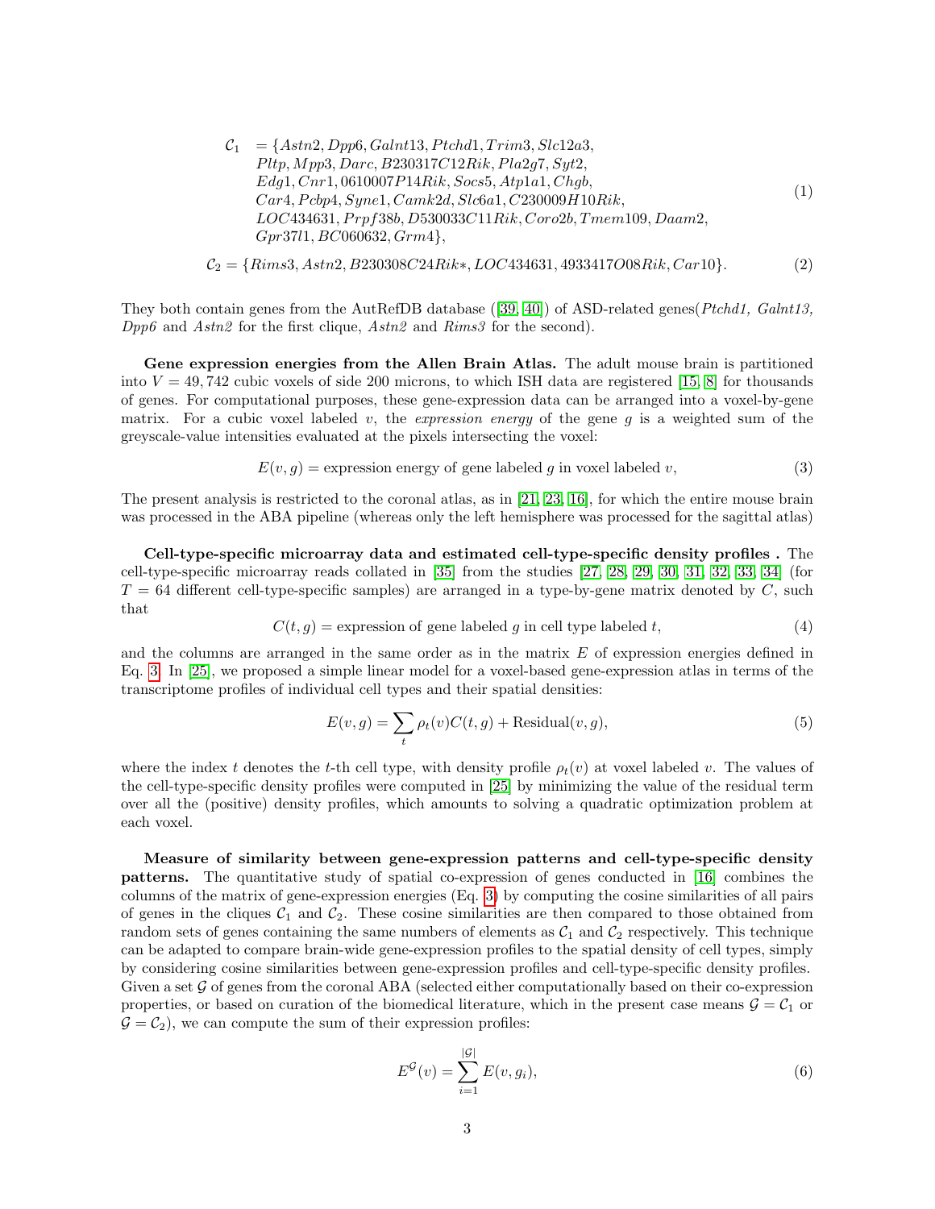$$
\begin{aligned}
\mathcal{C}_1 \;=\; \{&Astn2, Dpp6, Galnt13, Ptchd1, Trim3, Slc12a3,\\
&Pltp, Mpp3, Darc, B230317C12Rik, Pla2g7, Syt2,\\
&Edg1, Cnr1, 0610007P14Rik, Socs5, Atp1a1, Chgb,\\
&Car4, Pcbp4, Syne1, Camk2d, Slc6a1, C230009H10Rik,\\
&LOC434631, Prpf38b, D530033C11Rik, Coro2b, Tmem109, Daam2,\\
&Gpr37l1, BC060632, Grm4\},
\end{aligned}
\tag{1}
$$

$$
\mathcal{C}_2 = \{Rims3, Astn2, B230308C24Rik*, LOC434631, 4933417O08Rik, Car10\}. \tag{2}
$$

They both contain genes from the AutRefDB database ([39, 40]) of ASD-related genes(*Ptchd1, Galnt13, Dpp6* and *Astn2* for the first clique, *Astn2* and *Rims3* for the second).

**Gene expression energies from the Allen Brain Atlas.** The adult mouse brain is partitioned into $V = 49,742$ cubic voxels of side 200 microns, to which ISH data are registered [15, 8] for thousands of genes. For computational purposes, these gene-expression data can be arranged into a voxel-by-gene matrix. For a cubic voxel labeled $v$, the *expression energy* of the gene $g$ is a weighted sum of the greyscale-value intensities evaluated at the pixels intersecting the voxel:

$$
E(v, g) = \text{expression energy of gene labeled } g \text{ in voxel labeled } v, \tag{3}
$$

The present analysis is restricted to the coronal atlas, as in [21, 23, 16], for which the entire mouse brain was processed in the ABA pipeline (whereas only the left hemisphere was processed for the sagittal atlas)

**Cell-type-specific microarray data and estimated cell-type-specific density profiles .** The cell-type-specific microarray reads collated in [35] from the studies [27, 28, 29, 30, 31, 32, 33, 34] (for $T = 64$ different cell-type-specific samples) are arranged in a type-by-gene matrix denoted by $C$, such that

$$
C(t, g) = \text{expression of gene labeled } g \text{ in cell type labeled } t, \tag{4}
$$

and the columns are arranged in the same order as in the matrix $E$ of expression energies defined in Eq. 3. In [25], we proposed a simple linear model for a voxel-based gene-expression atlas in terms of the transcriptome profiles of individual cell types and their spatial densities:

$$
E(v, g) = \sum_t \rho_t(v) C(t, g) + \text{Residual}(v, g), \tag{5}
$$

where the index $t$ denotes the $t$-th cell type, with density profile $\rho_t(v)$ at voxel labeled $v$. The values of the cell-type-specific density profiles were computed in [25] by minimizing the value of the residual term over all the (positive) density profiles, which amounts to solving a quadratic optimization problem at each voxel.

**Measure of similarity between gene-expression patterns and cell-type-specific density patterns.** The quantitative study of spatial co-expression of genes conducted in [16] combines the columns of the matrix of gene-expression energies (Eq. 3) by computing the cosine similarities of all pairs of genes in the cliques $\mathcal{C}_1$ and $\mathcal{C}_2$. These cosine similarities are then compared to those obtained from random sets of genes containing the same numbers of elements as $\mathcal{C}_1$ and $\mathcal{C}_2$ respectively. This technique can be adapted to compare brain-wide gene-expression profiles to the spatial density of cell types, simply by considering cosine similarities between gene-expression profiles and cell-type-specific density profiles. Given a set $\mathcal{G}$ of genes from the coronal ABA (selected either computationally based on their co-expression properties, or based on curation of the biomedical literature, which in the present case means $\mathcal{G} = \mathcal{C}_1$ or $\mathcal{G} = \mathcal{C}_2$), we can compute the sum of their expression profiles:

$$
E^{\mathcal{G}}(v) = \sum_{i=1}^{|\mathcal{G}|} E(v, g_i), \tag{6}
$$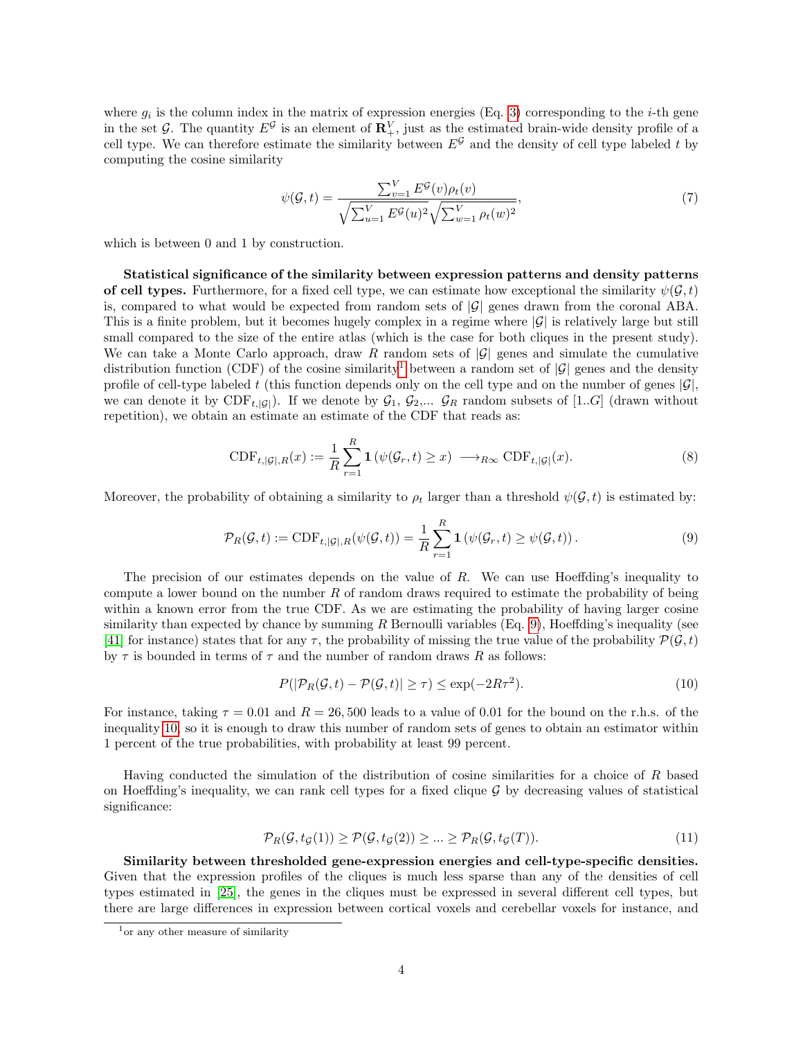where $g_i$ is the column index in the matrix of expression energies (Eq. 3) corresponding to the $i$-th gene in the set $\mathcal{G}$. The quantity $E^{\mathcal{G}}$ is an element of $\mathbf{R}_+^V$, just as the estimated brain-wide density profile of a cell type. We can therefore estimate the similarity between $E^{\mathcal{G}}$ and the density of cell type labeled $t$ by computing the cosine similarity

$$\psi(\mathcal{G}, t) = \frac{\sum_{v=1}^{V} E^{\mathcal{G}}(v)\rho_t(v)}{\sqrt{\sum_{u=1}^{V} E^{\mathcal{G}}(u)^2}\sqrt{\sum_{w=1}^{V} \rho_t(w)^2}}, \tag{7}$$

which is between 0 and 1 by construction.

**Statistical significance of the similarity between expression patterns and density patterns of cell types.** Furthermore, for a fixed cell type, we can estimate how exceptional the similarity $\psi(\mathcal{G}, t)$ is, compared to what would be expected from random sets of $|\mathcal{G}|$ genes drawn from the coronal ABA. This is a finite problem, but it becomes hugely complex in a regime where $|\mathcal{G}|$ is relatively large but still small compared to the size of the entire atlas (which is the case for both cliques in the present study). We can take a Monte Carlo approach, draw $R$ random sets of $|\mathcal{G}|$ genes and simulate the cumulative distribution function (CDF) of the cosine similarity[1] between a random set of $|\mathcal{G}|$ genes and the density profile of cell-type labeled $t$ (this function depends only on the cell type and on the number of genes $|\mathcal{G}|$, we can denote it by $\mathrm{CDF}_{t,|\mathcal{G}|}$). If we denote by $\mathcal{G}_1$, $\mathcal{G}_2$,... $\mathcal{G}_R$ random subsets of $[1..G]$ (drawn without repetition), we obtain an estimate an estimate of the CDF that reads as:

$$\mathrm{CDF}_{t,|\mathcal{G}|,R}(x) := \frac{1}{R}\sum_{r=1}^{R} \mathbf{1}\left(\psi(\mathcal{G}_r, t) \geq x\right) \longrightarrow_{R\infty} \mathrm{CDF}_{t,|\mathcal{G}|}(x). \tag{8}$$

Moreover, the probability of obtaining a similarity to $\rho_t$ larger than a threshold $\psi(\mathcal{G}, t)$ is estimated by:

$$\mathcal{P}_R(\mathcal{G}, t) := \mathrm{CDF}_{t,|\mathcal{G}|,R}(\psi(\mathcal{G}, t)) = \frac{1}{R}\sum_{r=1}^{R} \mathbf{1}\left(\psi(\mathcal{G}_r, t) \geq \psi(\mathcal{G}, t)\right). \tag{9}$$

The precision of our estimates depends on the value of $R$. We can use Hoeffding's inequality to compute a lower bound on the number $R$ of random draws required to estimate the probability of being within a known error from the true CDF. As we are estimating the probability of having larger cosine similarity than expected by chance by summing $R$ Bernoulli variables (Eq. 9), Hoeffding's inequality (see [41] for instance) states that for any $\tau$, the probability of missing the true value of the probability $\mathcal{P}(\mathcal{G}, t)$ by $\tau$ is bounded in terms of $\tau$ and the number of random draws $R$ as follows:

$$P(|\mathcal{P}_R(\mathcal{G}, t) - \mathcal{P}(\mathcal{G}, t)| \geq \tau) \leq \exp(-2R\tau^2). \tag{10}$$

For instance, taking $\tau = 0.01$ and $R = 26,500$ leads to a value of 0.01 for the bound on the r.h.s. of the inequality 10, so it is enough to draw this number of random sets of genes to obtain an estimator within 1 percent of the true probabilities, with probability at least 99 percent.

Having conducted the simulation of the distribution of cosine similarities for a choice of $R$ based on Hoeffding's inequality, we can rank cell types for a fixed clique $\mathcal{G}$ by decreasing values of statistical significance:

$$\mathcal{P}_R(\mathcal{G}, t_{\mathcal{G}}(1)) \geq \mathcal{P}(\mathcal{G}, t_{\mathcal{G}}(2)) \geq ... \geq \mathcal{P}_R(\mathcal{G}, t_{\mathcal{G}}(T)). \tag{11}$$

**Similarity between thresholded gene-expression energies and cell-type-specific densities.** Given that the expression profiles of the cliques is much less sparse than any of the densities of cell types estimated in [25], the genes in the cliques must be expressed in several different cell types, but there are large differences in expression between cortical voxels and cerebellar voxels for instance, and

[1] or any other measure of similarity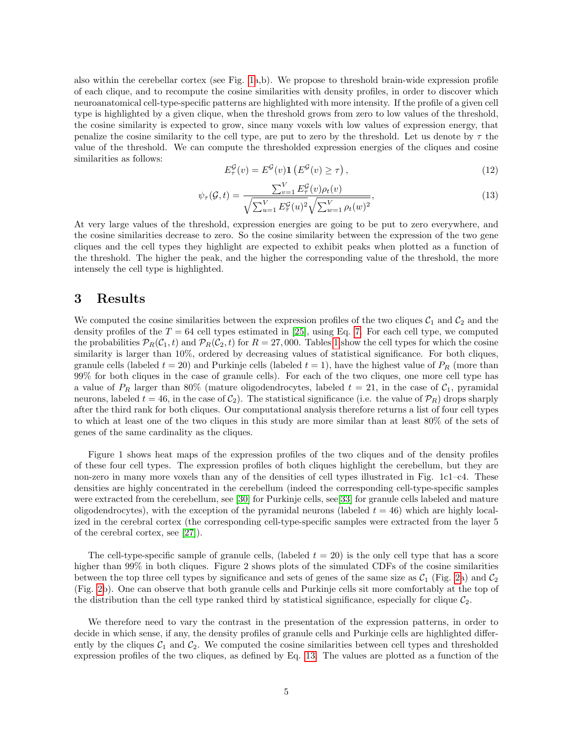also within the cerebellar cortex (see Fig. 1a,b). We propose to threshold brain-wide expression profile of each clique, and to recompute the cosine similarities with density profiles, in order to discover which neuroanatomical cell-type-specific patterns are highlighted with more intensity. If the profile of a given cell type is highlighted by a given clique, when the threshold grows from zero to low values of the threshold, the cosine similarity is expected to grow, since many voxels with low values of expression energy, that penalize the cosine similarity to the cell type, are put to zero by the threshold. Let us denote by $\tau$ the value of the threshold. We can compute the thresholded expression energies of the cliques and cosine similarities as follows:

$$E_\tau^{\mathcal{G}}(v) = E^{\mathcal{G}}(v)\mathbf{1}\left(E^{\mathcal{G}}(v) \geq \tau\right), \tag{12}$$

$$\psi_\tau(\mathcal{G}, t) = \frac{\sum_{v=1}^{V} E_\tau^{\mathcal{G}}(v)\rho_t(v)}{\sqrt{\sum_{u=1}^{V} E_\tau^{\mathcal{G}}(u)^2}\sqrt{\sum_{w=1}^{V} \rho_t(w)^2}}, \tag{13}$$

At very large values of the threshold, expression energies are going to be put to zero everywhere, and the cosine similarities decrease to zero. So the cosine similarity between the expression of the two gene cliques and the cell types they highlight are expected to exhibit peaks when plotted as a function of the threshold. The higher the peak, and the higher the corresponding value of the threshold, the more intensely the cell type is highlighted.

## 3 Results

We computed the cosine similarities between the expression profiles of the two cliques $\mathcal{C}_1$ and $\mathcal{C}_2$ and the density profiles of the $T = 64$ cell types estimated in [25], using Eq. 7. For each cell type, we computed the probabilities $\mathcal{P}_R(\mathcal{C}_1, t)$ and $\mathcal{P}_R(\mathcal{C}_2, t)$ for $R = 27,000$. Tables 1 show the cell types for which the cosine similarity is larger than 10%, ordered by decreasing values of statistical significance. For both cliques, granule cells (labeled $t = 20$) and Purkinje cells (labeled $t = 1$), have the highest value of $P_R$ (more than 99% for both cliques in the case of granule cells). For each of the two cliques, one more cell type has a value of $P_R$ larger than 80% (mature oligodendrocytes, labeled $t = 21$, in the case of $\mathcal{C}_1$, pyramidal neurons, labeled $t = 46$, in the case of $\mathcal{C}_2$). The statistical significance (i.e. the value of $\mathcal{P}_R$) drops sharply after the third rank for both cliques. Our computational analysis therefore returns a list of four cell types to which at least one of the two cliques in this study are more similar than at least 80% of the sets of genes of the same cardinality as the cliques.

Figure 1 shows heat maps of the expression profiles of the two cliques and of the density profiles of these four cell types. The expression profiles of both cliques highlight the cerebellum, but they are non-zero in many more voxels than any of the densities of cell types illustrated in Fig. 1c1–c4. These densities are highly concentrated in the cerebellum (indeed the corresponding cell-type-specific samples were extracted from the cerebellum, see [30] for Purkinje cells, see[33] for granule cells labeled and mature oligodendrocytes), with the exception of the pyramidal neurons (labeled $t = 46$) which are highly localized in the cerebral cortex (the corresponding cell-type-specific samples were extracted from the layer 5 of the cerebral cortex, see [27]).

The cell-type-specific sample of granule cells, (labeled $t = 20$) is the only cell type that has a score higher than 99% in both cliques. Figure 2 shows plots of the simulated CDFs of the cosine similarities between the top three cell types by significance and sets of genes of the same size as $\mathcal{C}_1$ (Fig. 2a) and $\mathcal{C}_2$ (Fig. 2b). One can observe that both granule cells and Purkinje cells sit more comfortably at the top of the distribution than the cell type ranked third by statistical significance, especially for clique $\mathcal{C}_2$.

We therefore need to vary the contrast in the presentation of the expression patterns, in order to decide in which sense, if any, the density profiles of granule cells and Purkinje cells are highlighted differently by the cliques $\mathcal{C}_1$ and $\mathcal{C}_2$. We computed the cosine similarities between cell types and thresholded expression profiles of the two cliques, as defined by Eq. 13. The values are plotted as a function of the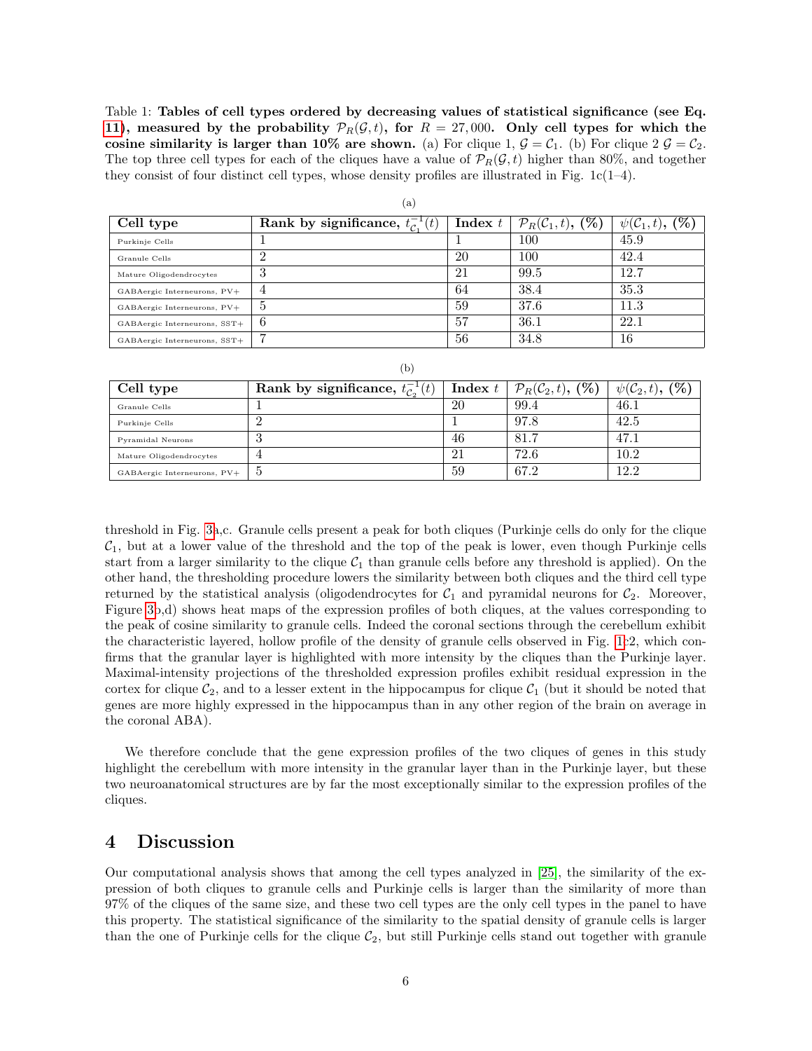Table 1: **Tables of cell types ordered by decreasing values of statistical significance (see Eq. 11), measured by the probability $\mathcal{P}_R(\mathcal{G}, t)$, for $R = 27,000$. Only cell types for which the cosine similarity is larger than 10% are shown.** (a) For clique 1, $\mathcal{G} = \mathcal{C}_1$. (b) For clique 2 $\mathcal{G} = \mathcal{C}_2$. The top three cell types for each of the cliques have a value of $\mathcal{P}_R(\mathcal{G}, t)$ higher than 80%, and together they consist of four distinct cell types, whose density profiles are illustrated in Fig. 1c(1–4).

(a)

| Cell type | Rank by significance, $t^{-1}_{\mathcal{C}_1}(t)$ | Index $t$ | $\mathcal{P}_R(\mathcal{C}_1, t)$, (%) | $\psi(\mathcal{C}_1, t)$, (%) |
|---|---|---|---|---|
| Purkinje Cells | 1 | 1 | 100 | 45.9 |
| Granule Cells | 2 | 20 | 100 | 42.4 |
| Mature Oligodendrocytes | 3 | 21 | 99.5 | 12.7 |
| GABAergic Interneurons, PV+ | 4 | 64 | 38.4 | 35.3 |
| GABAergic Interneurons, PV+ | 5 | 59 | 37.6 | 11.3 |
| GABAergic Interneurons, SST+ | 6 | 57 | 36.1 | 22.1 |
| GABAergic Interneurons, SST+ | 7 | 56 | 34.8 | 16 |

(b)

| Cell type | Rank by significance, $t^{-1}_{\mathcal{C}_2}(t)$ | Index $t$ | $\mathcal{P}_R(\mathcal{C}_2, t)$, (%) | $\psi(\mathcal{C}_2, t)$, (%) |
|---|---|---|---|---|
| Granule Cells | 1 | 20 | 99.4 | 46.1 |
| Purkinje Cells | 2 | 1 | 97.8 | 42.5 |
| Pyramidal Neurons | 3 | 46 | 81.7 | 47.1 |
| Mature Oligodendrocytes | 4 | 21 | 72.6 | 10.2 |
| GABAergic Interneurons, PV+ | 5 | 59 | 67.2 | 12.2 |

threshold in Fig. 3a,c. Granule cells present a peak for both cliques (Purkinje cells do only for the clique $\mathcal{C}_1$, but at a lower value of the threshold and the top of the peak is lower, even though Purkinje cells start from a larger similarity to the clique $\mathcal{C}_1$ than granule cells before any threshold is applied). On the other hand, the thresholding procedure lowers the similarity between both cliques and the third cell type returned by the statistical analysis (oligodendrocytes for $\mathcal{C}_1$ and pyramidal neurons for $\mathcal{C}_2$. Moreover, Figure 3b,d) shows heat maps of the expression profiles of both cliques, at the values corresponding to the peak of cosine similarity to granule cells. Indeed the coronal sections through the cerebellum exhibit the characteristic layered, hollow profile of the density of granule cells observed in Fig. 1c2, which confirms that the granular layer is highlighted with more intensity by the cliques than the Purkinje layer. Maximal-intensity projections of the thresholded expression profiles exhibit residual expression in the cortex for clique $\mathcal{C}_2$, and to a lesser extent in the hippocampus for clique $\mathcal{C}_1$ (but it should be noted that genes are more highly expressed in the hippocampus than in any other region of the brain on average in the coronal ABA).

We therefore conclude that the gene expression profiles of the two cliques of genes in this study highlight the cerebellum with more intensity in the granular layer than in the Purkinje layer, but these two neuroanatomical structures are by far the most exceptionally similar to the expression profiles of the cliques.

# 4 Discussion

Our computational analysis shows that among the cell types analyzed in [25], the similarity of the expression of both cliques to granule cells and Purkinje cells is larger than the similarity of more than 97% of the cliques of the same size, and these two cell types are the only cell types in the panel to have this property. The statistical significance of the similarity to the spatial density of granule cells is larger than the one of Purkinje cells for the clique $\mathcal{C}_2$, but still Purkinje cells stand out together with granule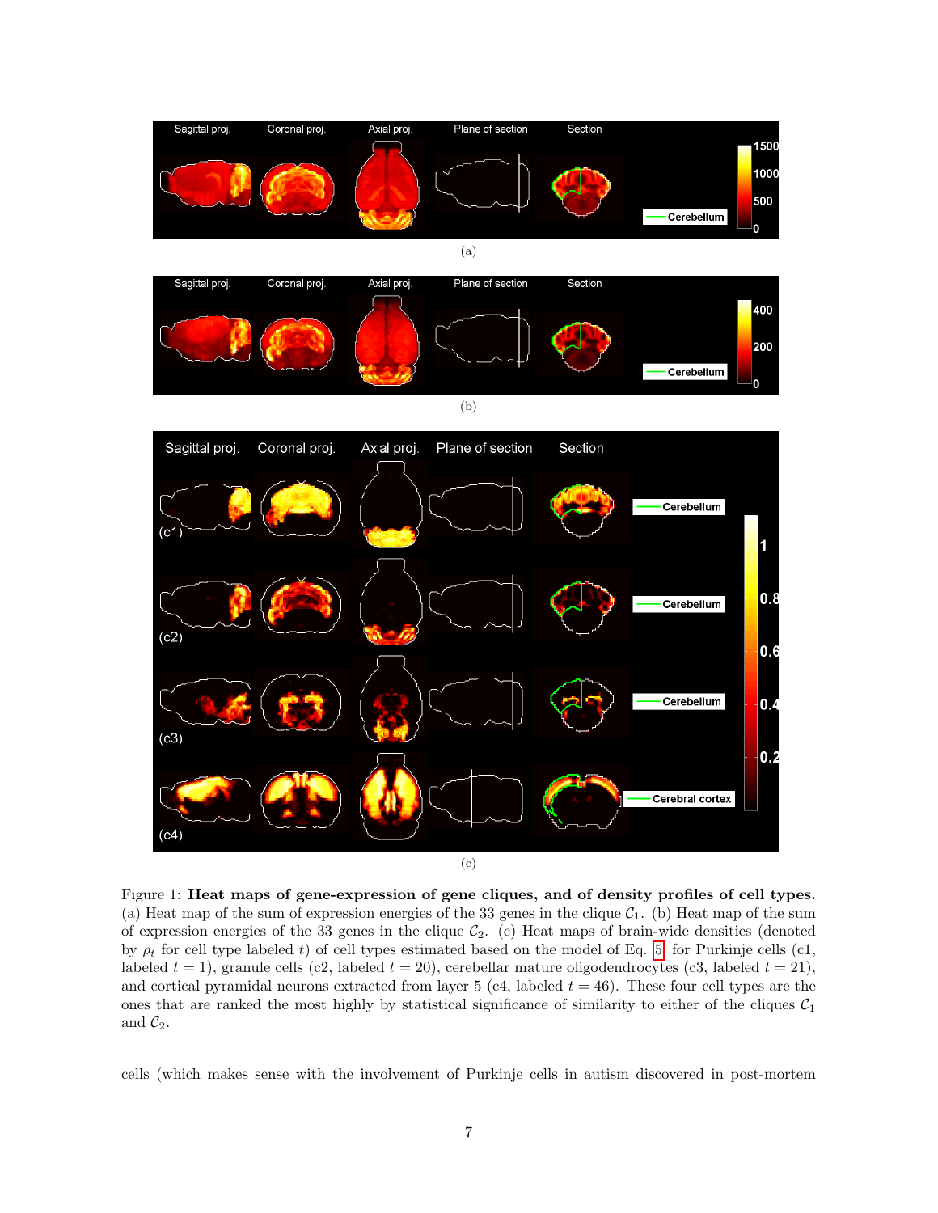(a)

(b)

(c)

Figure 1: **Heat maps of gene-expression of gene cliques, and of density profiles of cell types.** (a) Heat map of the sum of expression energies of the 33 genes in the clique $\mathcal{C}_1$. (b) Heat map of the sum of expression energies of the 33 genes in the clique $\mathcal{C}_2$. (c) Heat maps of brain-wide densities (denoted by $\rho_t$ for cell type labeled $t$) of cell types estimated based on the model of Eq. 5 for Purkinje cells (c1, labeled $t = 1$), granule cells (c2, labeled $t = 20$), cerebellar mature oligodendrocytes (c3, labeled $t = 21$), and cortical pyramidal neurons extracted from layer 5 (c4, labeled $t = 46$). These four cell types are the ones that are ranked the most highly by statistical significance of similarity to either of the cliques $\mathcal{C}_1$ and $\mathcal{C}_2$.

cells (which makes sense with the involvement of Purkinje cells in autism discovered in post-mortem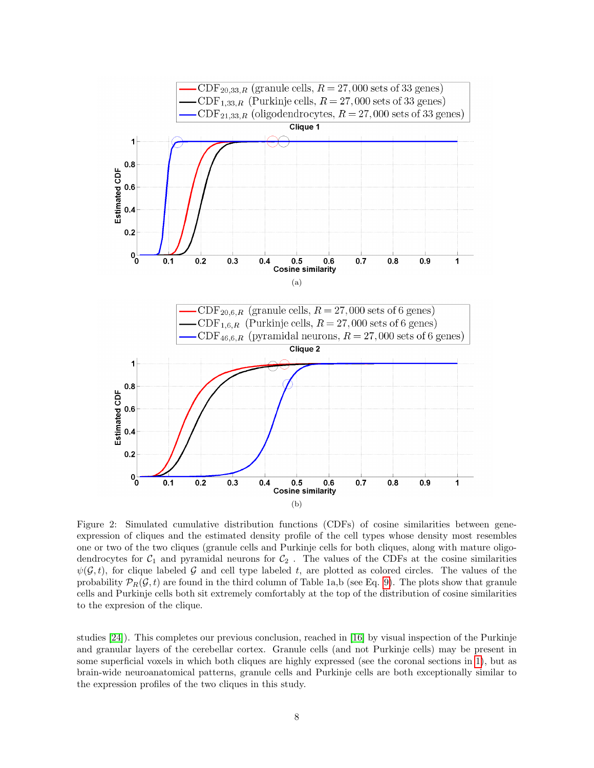(a)

(b)

Figure 2: Simulated cumulative distribution functions (CDFs) of cosine similarities between gene-expression of cliques and the estimated density profile of the cell types whose density most resembles one or two of the two cliques (granule cells and Purkinje cells for both cliques, along with mature oligodendrocytes for $\mathcal{C}_1$ and pyramidal neurons for $\mathcal{C}_2$ . The values of the CDFs at the cosine similarities $\psi(\mathcal{G}, t)$, for clique labeled $\mathcal{G}$ and cell type labeled $t$, are plotted as colored circles. The values of the probability $\mathcal{P}_R(\mathcal{G}, t)$ are found in the third column of Table 1a,b (see Eq. 9). The plots show that granule cells and Purkinje cells both sit extremely comfortably at the top of the distribution of cosine similarities to the expresion of the clique.

studies [24]). This completes our previous conclusion, reached in [16] by visual inspection of the Purkinje and granular layers of the cerebellar cortex. Granule cells (and not Purkinje cells) may be present in some superficial voxels in which both cliques are highly expressed (see the coronal sections in 1), but as brain-wide neuroanatomical patterns, granule cells and Purkinje cells are both exceptionally similar to the expression profiles of the two cliques in this study.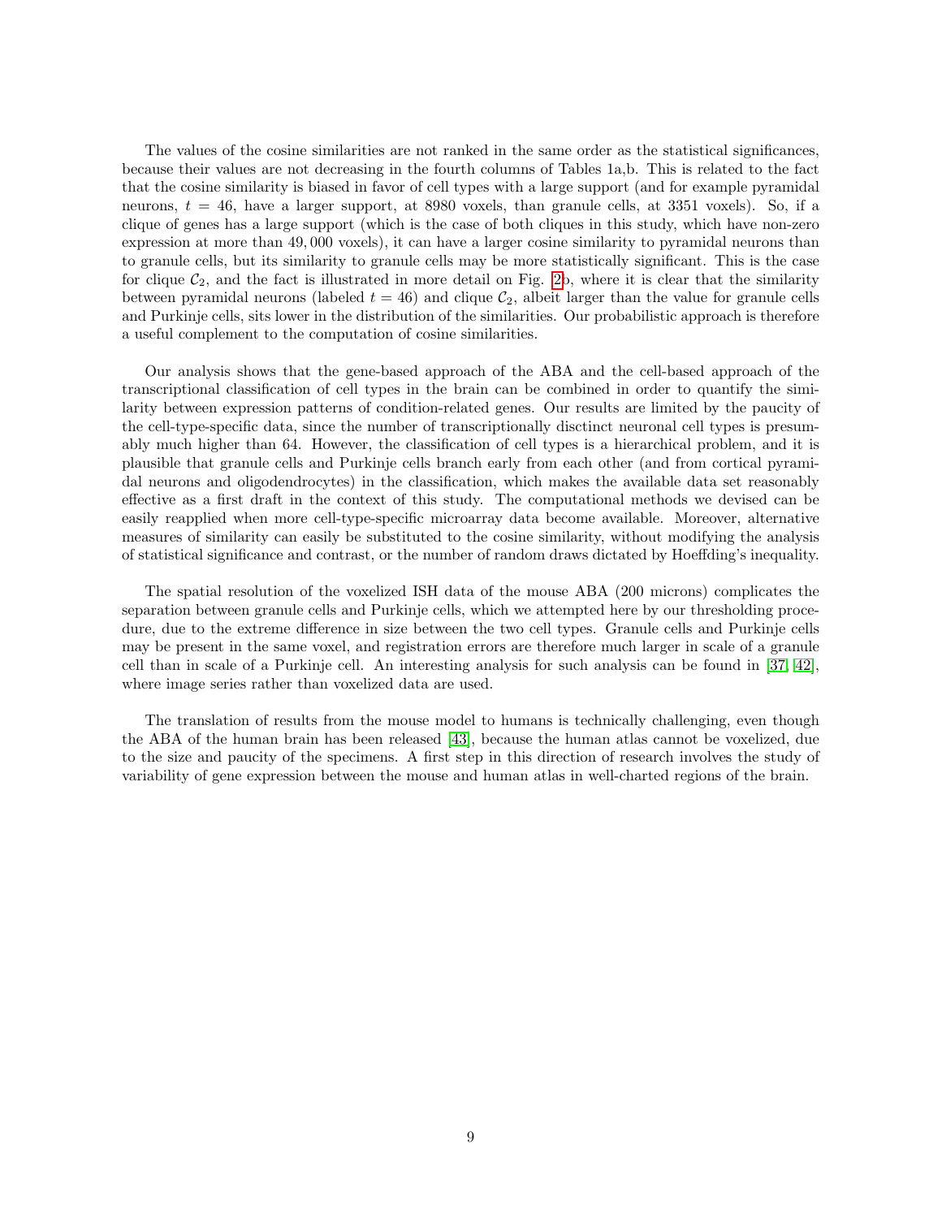The values of the cosine similarities are not ranked in the same order as the statistical significances, because their values are not decreasing in the fourth columns of Tables 1a,b. This is related to the fact that the cosine similarity is biased in favor of cell types with a large support (and for example pyramidal neurons, $t = 46$, have a larger support, at 8980 voxels, than granule cells, at 3351 voxels). So, if a clique of genes has a large support (which is the case of both cliques in this study, which have non-zero expression at more than 49,000 voxels), it can have a larger cosine similarity to pyramidal neurons than to granule cells, but its similarity to granule cells may be more statistically significant. This is the case for clique $\mathcal{C}_2$, and the fact is illustrated in more detail on Fig. 2b, where it is clear that the similarity between pyramidal neurons (labeled $t = 46$) and clique $\mathcal{C}_2$, albeit larger than the value for granule cells and Purkinje cells, sits lower in the distribution of the similarities. Our probabilistic approach is therefore a useful complement to the computation of cosine similarities.

Our analysis shows that the gene-based approach of the ABA and the cell-based approach of the transcriptional classification of cell types in the brain can be combined in order to quantify the similarity between expression patterns of condition-related genes. Our results are limited by the paucity of the cell-type-specific data, since the number of transcriptionally disctinct neuronal cell types is presumably much higher than 64. However, the classification of cell types is a hierarchical problem, and it is plausible that granule cells and Purkinje cells branch early from each other (and from cortical pyramidal neurons and oligodendrocytes) in the classification, which makes the available data set reasonably effective as a first draft in the context of this study. The computational methods we devised can be easily reapplied when more cell-type-specific microarray data become available. Moreover, alternative measures of similarity can easily be substituted to the cosine similarity, without modifying the analysis of statistical significance and contrast, or the number of random draws dictated by Hoeffding's inequality.

The spatial resolution of the voxelized ISH data of the mouse ABA (200 microns) complicates the separation between granule cells and Purkinje cells, which we attempted here by our thresholding procedure, due to the extreme difference in size between the two cell types. Granule cells and Purkinje cells may be present in the same voxel, and registration errors are therefore much larger in scale of a granule cell than in scale of a Purkinje cell. An interesting analysis for such analysis can be found in [37, 42], where image series rather than voxelized data are used.

The translation of results from the mouse model to humans is technically challenging, even though the ABA of the human brain has been released [43], because the human atlas cannot be voxelized, due to the size and paucity of the specimens. A first step in this direction of research involves the study of variability of gene expression between the mouse and human atlas in well-charted regions of the brain.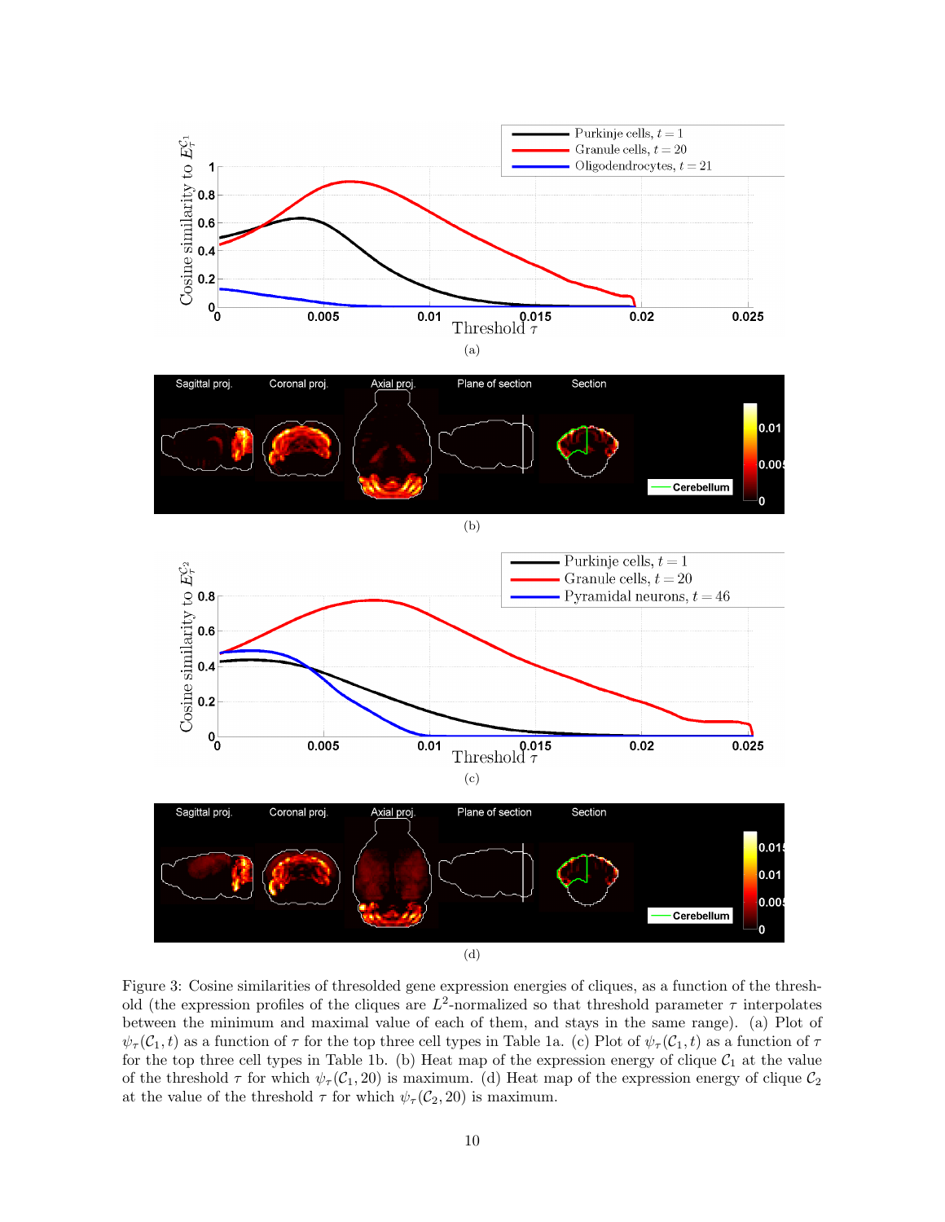(a)

(b)

(c)

(d)

Figure 3: Cosine similarities of thresolded gene expression energies of cliques, as a function of the threshold (the expression profiles of the cliques are $L^2$-normalized so that threshold parameter $\tau$ interpolates between the minimum and maximal value of each of them, and stays in the same range). (a) Plot of $\psi_\tau(\mathcal{C}_1, t)$ as a function of $\tau$ for the top three cell types in Table 1a. (c) Plot of $\psi_\tau(\mathcal{C}_1, t)$ as a function of $\tau$ for the top three cell types in Table 1b. (b) Heat map of the expression energy of clique $\mathcal{C}_1$ at the value of the threshold $\tau$ for which $\psi_\tau(\mathcal{C}_1, 20)$ is maximum. (d) Heat map of the expression energy of clique $\mathcal{C}_2$ at the value of the threshold $\tau$ for which $\psi_\tau(\mathcal{C}_2, 20)$ is maximum.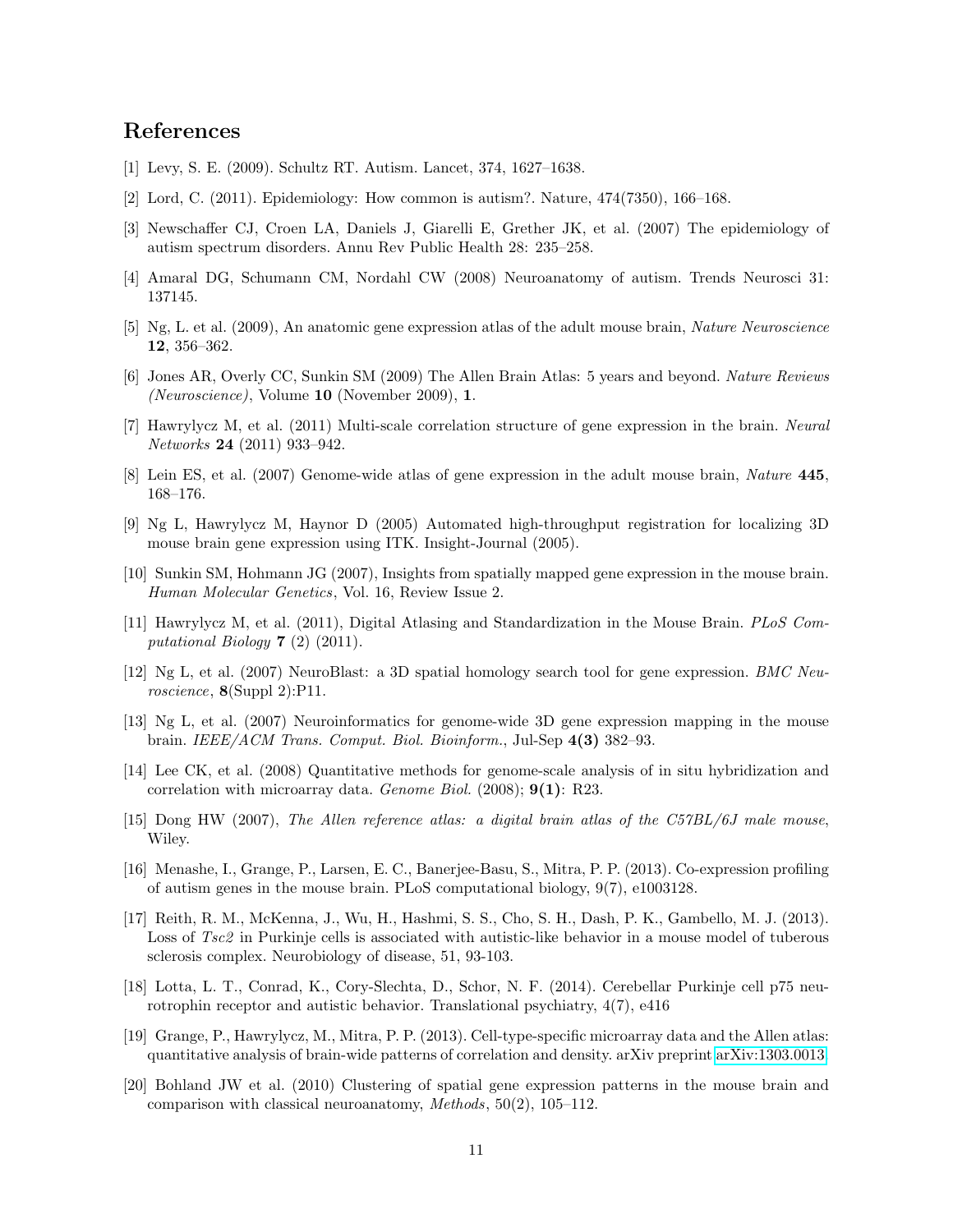# References

[1] Levy, S. E. (2009). Schultz RT. Autism. Lancet, 374, 1627–1638.

[2] Lord, C. (2011). Epidemiology: How common is autism?. Nature, 474(7350), 166–168.

[3] Newschaffer CJ, Croen LA, Daniels J, Giarelli E, Grether JK, et al. (2007) The epidemiology of autism spectrum disorders. Annu Rev Public Health 28: 235–258.

[4] Amaral DG, Schumann CM, Nordahl CW (2008) Neuroanatomy of autism. Trends Neurosci 31: 137145.

[5] Ng, L. et al. (2009), An anatomic gene expression atlas of the adult mouse brain, *Nature Neuroscience* **12**, 356–362.

[6] Jones AR, Overly CC, Sunkin SM (2009) The Allen Brain Atlas: 5 years and beyond. *Nature Reviews (Neuroscience)*, Volume **10** (November 2009), **1**.

[7] Hawrylycz M, et al. (2011) Multi-scale correlation structure of gene expression in the brain. *Neural Networks* **24** (2011) 933–942.

[8] Lein ES, et al. (2007) Genome-wide atlas of gene expression in the adult mouse brain, *Nature* **445**, 168–176.

[9] Ng L, Hawrylycz M, Haynor D (2005) Automated high-throughput registration for localizing 3D mouse brain gene expression using ITK. Insight-Journal (2005).

[10] Sunkin SM, Hohmann JG (2007), Insights from spatially mapped gene expression in the mouse brain. *Human Molecular Genetics*, Vol. 16, Review Issue 2.

[11] Hawrylycz M, et al. (2011), Digital Atlasing and Standardization in the Mouse Brain. *PLoS Computational Biology* **7** (2) (2011).

[12] Ng L, et al. (2007) NeuroBlast: a 3D spatial homology search tool for gene expression. *BMC Neuroscience*, **8**(Suppl 2):P11.

[13] Ng L, et al. (2007) Neuroinformatics for genome-wide 3D gene expression mapping in the mouse brain. *IEEE/ACM Trans. Comput. Biol. Bioinform.*, Jul-Sep **4(3)** 382–93.

[14] Lee CK, et al. (2008) Quantitative methods for genome-scale analysis of in situ hybridization and correlation with microarray data. *Genome Biol.* (2008); **9(1)**: R23.

[15] Dong HW (2007), *The Allen reference atlas: a digital brain atlas of the C57BL/6J male mouse*, Wiley.

[16] Menashe, I., Grange, P., Larsen, E. C., Banerjee-Basu, S., Mitra, P. P. (2013). Co-expression profiling of autism genes in the mouse brain. PLoS computational biology, 9(7), e1003128.

[17] Reith, R. M., McKenna, J., Wu, H., Hashmi, S. S., Cho, S. H., Dash, P. K., Gambello, M. J. (2013). Loss of *Tsc2* in Purkinje cells is associated with autistic-like behavior in a mouse model of tuberous sclerosis complex. Neurobiology of disease, 51, 93-103.

[18] Lotta, L. T., Conrad, K., Cory-Slechta, D., Schor, N. F. (2014). Cerebellar Purkinje cell p75 neurotrophin receptor and autistic behavior. Translational psychiatry, 4(7), e416

[19] Grange, P., Hawrylycz, M., Mitra, P. P. (2013). Cell-type-specific microarray data and the Allen atlas: quantitative analysis of brain-wide patterns of correlation and density. arXiv preprint arXiv:1303.0013.

[20] Bohland JW et al. (2010) Clustering of spatial gene expression patterns in the mouse brain and comparison with classical neuroanatomy, *Methods*, 50(2), 105–112.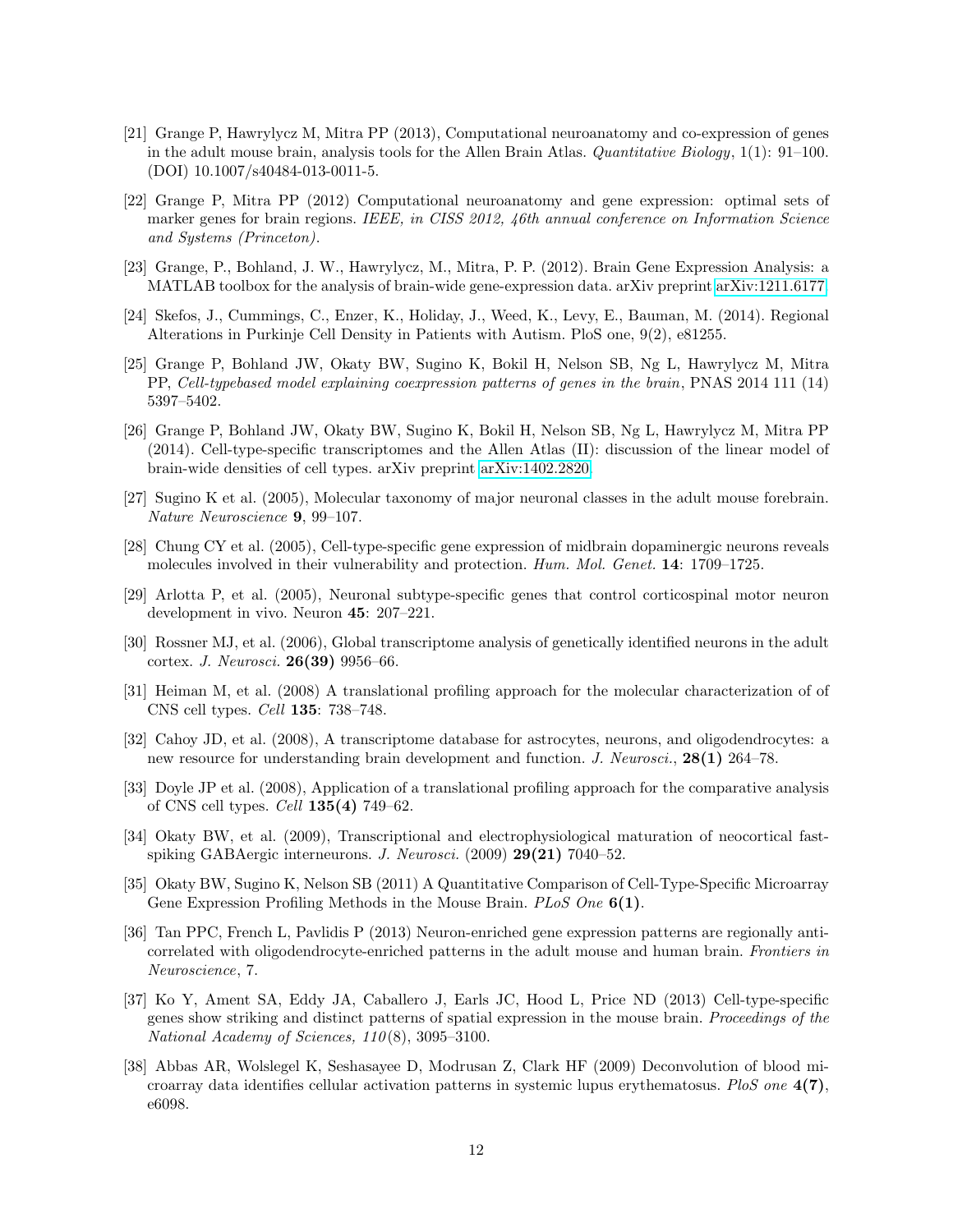[21] Grange P, Hawrylycz M, Mitra PP (2013), Computational neuroanatomy and co-expression of genes in the adult mouse brain, analysis tools for the Allen Brain Atlas. *Quantitative Biology*, 1(1): 91–100. (DOI) 10.1007/s40484-013-0011-5.

[22] Grange P, Mitra PP (2012) Computational neuroanatomy and gene expression: optimal sets of marker genes for brain regions. *IEEE, in CISS 2012, 46th annual conference on Information Science and Systems (Princeton).*

[23] Grange, P., Bohland, J. W., Hawrylycz, M., Mitra, P. P. (2012). Brain Gene Expression Analysis: a MATLAB toolbox for the analysis of brain-wide gene-expression data. arXiv preprint arXiv:1211.6177.

[24] Skefos, J., Cummings, C., Enzer, K., Holiday, J., Weed, K., Levy, E., Bauman, M. (2014). Regional Alterations in Purkinje Cell Density in Patients with Autism. PloS one, 9(2), e81255.

[25] Grange P, Bohland JW, Okaty BW, Sugino K, Bokil H, Nelson SB, Ng L, Hawrylycz M, Mitra PP, *Cell-typebased model explaining coexpression patterns of genes in the brain*, PNAS 2014 111 (14) 5397–5402.

[26] Grange P, Bohland JW, Okaty BW, Sugino K, Bokil H, Nelson SB, Ng L, Hawrylycz M, Mitra PP (2014). Cell-type-specific transcriptomes and the Allen Atlas (II): discussion of the linear model of brain-wide densities of cell types. arXiv preprint arXiv:1402.2820.

[27] Sugino K et al. (2005), Molecular taxonomy of major neuronal classes in the adult mouse forebrain. *Nature Neuroscience* **9**, 99–107.

[28] Chung CY et al. (2005), Cell-type-specific gene expression of midbrain dopaminergic neurons reveals molecules involved in their vulnerability and protection. *Hum. Mol. Genet.* **14**: 1709–1725.

[29] Arlotta P, et al. (2005), Neuronal subtype-specific genes that control corticospinal motor neuron development in vivo. Neuron **45**: 207–221.

[30] Rossner MJ, et al. (2006), Global transcriptome analysis of genetically identified neurons in the adult cortex. *J. Neurosci.* **26(39)** 9956–66.

[31] Heiman M, et al. (2008) A translational profiling approach for the molecular characterization of of CNS cell types. *Cell* **135**: 738–748.

[32] Cahoy JD, et al. (2008), A transcriptome database for astrocytes, neurons, and oligodendrocytes: a new resource for understanding brain development and function. *J. Neurosci.*, **28(1)** 264–78.

[33] Doyle JP et al. (2008), Application of a translational profiling approach for the comparative analysis of CNS cell types. *Cell* **135(4)** 749–62.

[34] Okaty BW, et al. (2009), Transcriptional and electrophysiological maturation of neocortical fast-spiking GABAergic interneurons. *J. Neurosci.* (2009) **29(21)** 7040–52.

[35] Okaty BW, Sugino K, Nelson SB (2011) A Quantitative Comparison of Cell-Type-Specific Microarray Gene Expression Profiling Methods in the Mouse Brain. *PLoS One* **6(1)**.

[36] Tan PPC, French L, Pavlidis P (2013) Neuron-enriched gene expression patterns are regionally anti-correlated with oligodendrocyte-enriched patterns in the adult mouse and human brain. *Frontiers in Neuroscience*, 7.

[37] Ko Y, Ament SA, Eddy JA, Caballero J, Earls JC, Hood L, Price ND (2013) Cell-type-specific genes show striking and distinct patterns of spatial expression in the mouse brain. *Proceedings of the National Academy of Sciences, 110*(8), 3095–3100.

[38] Abbas AR, Wolslegel K, Seshasayee D, Modrusan Z, Clark HF (2009) Deconvolution of blood microarray data identifies cellular activation patterns in systemic lupus erythematosus. *PloS one* **4(7)**, e6098.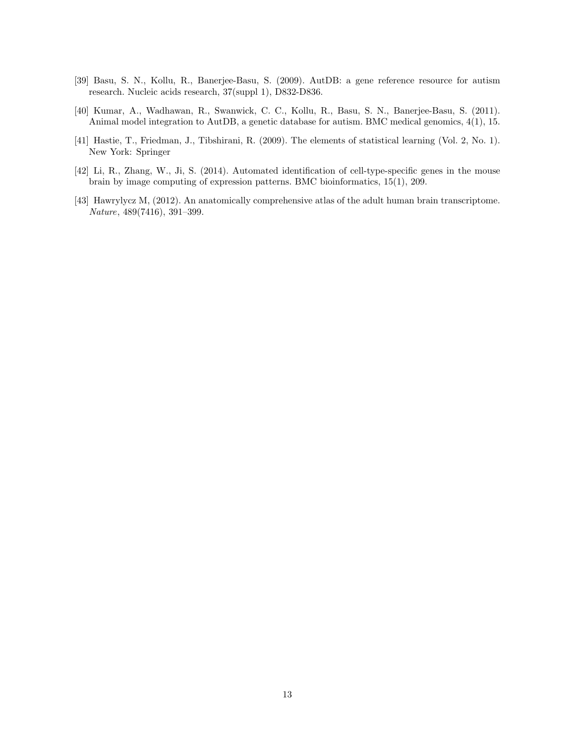[39] Basu, S. N., Kollu, R., Banerjee-Basu, S. (2009). AutDB: a gene reference resource for autism research. Nucleic acids research, 37(suppl 1), D832-D836.

[40] Kumar, A., Wadhawan, R., Swanwick, C. C., Kollu, R., Basu, S. N., Banerjee-Basu, S. (2011). Animal model integration to AutDB, a genetic database for autism. BMC medical genomics, 4(1), 15.

[41] Hastie, T., Friedman, J., Tibshirani, R. (2009). The elements of statistical learning (Vol. 2, No. 1). New York: Springer

[42] Li, R., Zhang, W., Ji, S. (2014). Automated identification of cell-type-specific genes in the mouse brain by image computing of expression patterns. BMC bioinformatics, 15(1), 209.

[43] Hawrylycz M, (2012). An anatomically comprehensive atlas of the adult human brain transcriptome. *Nature*, 489(7416), 391–399.